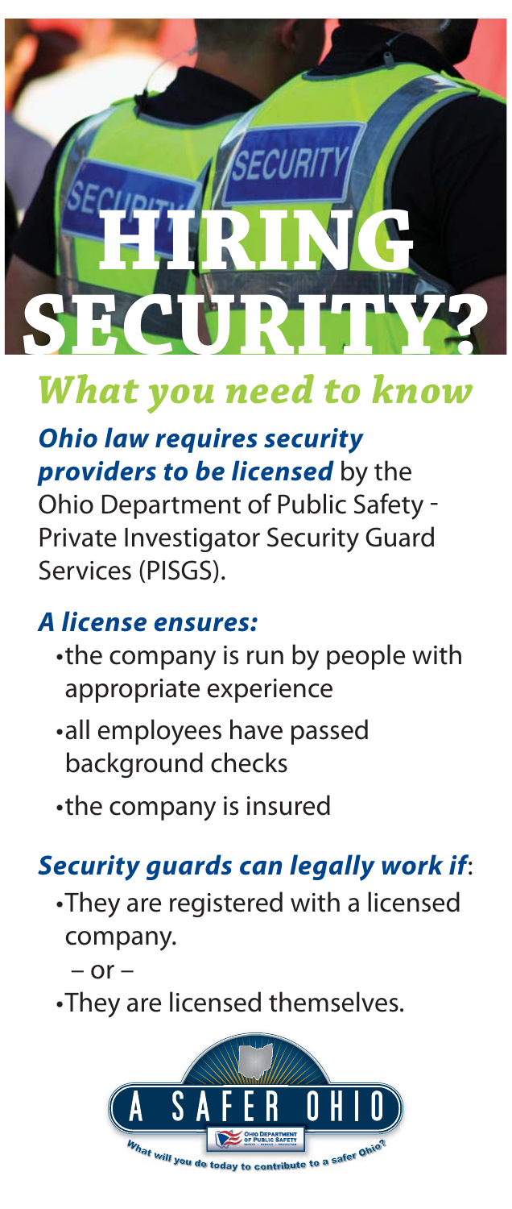# HIRING SECURITY?

## *What you need to know*

***Ohio law requires security providers to be licensed*** by the Ohio Department of Public Safety - Private Investigator Security Guard Services (PISGS).

### *A license ensures:*

- the company is run by people with appropriate experience
- all employees have passed background checks
- the company is insured

### *Security guards can legally work if*:

- They are registered with a licensed company.

  – or –

- They are licensed themselves.

A SAFER OHIO

Ohio Department of Public Safety

What will you do today to contribute to a safer Ohio?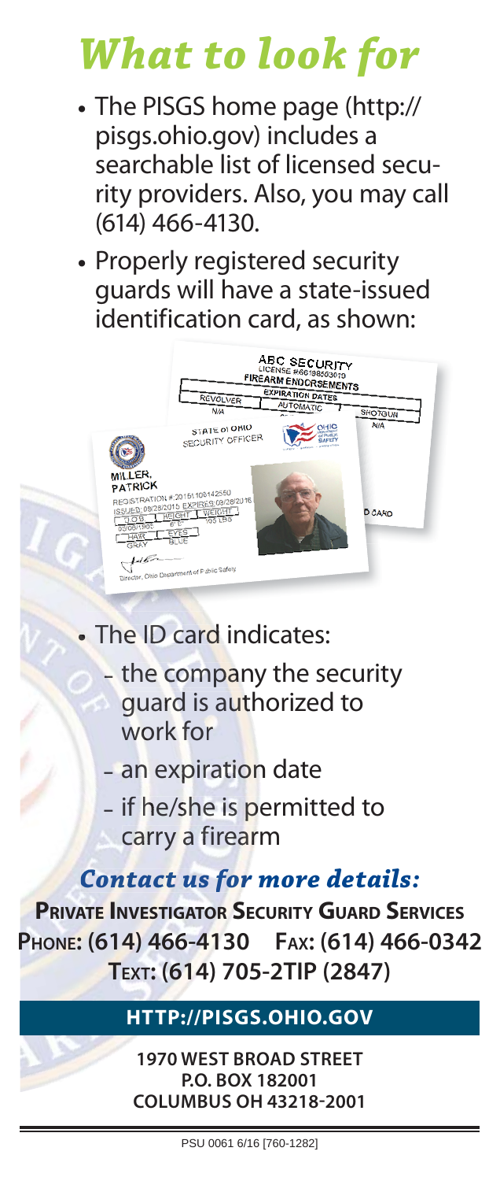# *What to look for*

- The PISGS home page (http://pisgs.ohio.gov) includes a searchable list of licensed security providers. Also, you may call (614) 466-4130.
- Properly registered security guards will have a state-issued identification card, as shown:

- The ID card indicates:
  - the company the security guard is authorized to work for
  - an expiration date
  - if he/she is permitted to carry a firearm

## *Contact us for more details:*

**Private Investigator Security Guard Services**
**Phone: (614) 466-4130 Fax: (614) 466-0342**
**Text: (614) 705-2TIP (2847)**

**HTTP://PISGS.OHIO.GOV**

**1970 WEST BROAD STREET**
**P.O. BOX 182001**
**COLUMBUS OH 43218-2001**

PSU 0061 6/16 [760-1282]